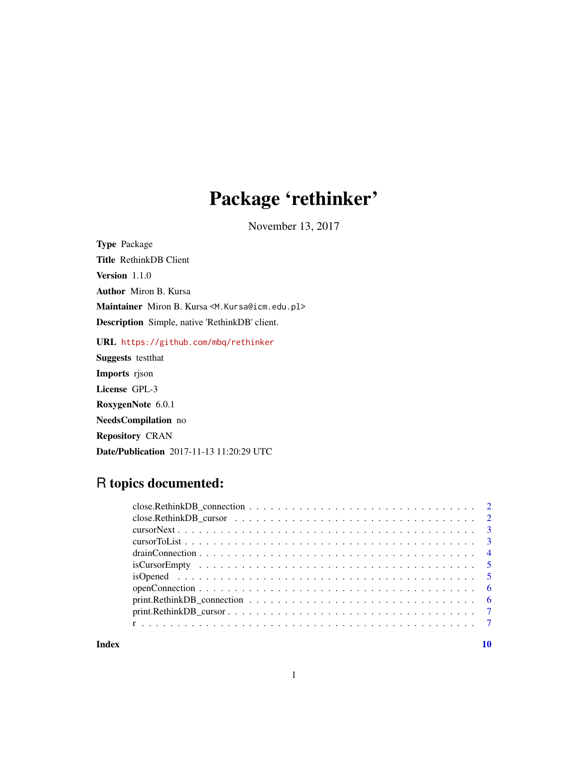# Package 'rethinker'

November 13, 2017

**Type** Package

**Title** RethinkDB Client

**Version** 1.1.0

**Author** Miron B. Kursa

**Maintainer** Miron B. Kursa <M.Kursa@icm.edu.pl>

**Description** Simple, native 'RethinkDB' client.

**URL** https://github.com/mbq/rethinker

**Suggests** testthat

**Imports** rjson

**License** GPL-3

**RoxygenNote** 6.0.1

**NeedsCompilation** no

**Repository** CRAN

**Date/Publication** 2017-11-13 11:20:29 UTC

## R topics documented:

- close.RethinkDB_connection . . . . . . . . . . . . . . . . . . . . . . . . . . . . . . . 2
- close.RethinkDB_cursor . . . . . . . . . . . . . . . . . . . . . . . . . . . . . . . . . 2
- cursorNext . . . . . . . . . . . . . . . . . . . . . . . . . . . . . . . . . . . . . . . 3
- cursorToList . . . . . . . . . . . . . . . . . . . . . . . . . . . . . . . . . . . . . . 3
- drainConnection . . . . . . . . . . . . . . . . . . . . . . . . . . . . . . . . . . . . 4
- isCursorEmpty . . . . . . . . . . . . . . . . . . . . . . . . . . . . . . . . . . . . . 5
- isOpened . . . . . . . . . . . . . . . . . . . . . . . . . . . . . . . . . . . . . . . . 5
- openConnection . . . . . . . . . . . . . . . . . . . . . . . . . . . . . . . . . . . . 6
- print.RethinkDB_connection . . . . . . . . . . . . . . . . . . . . . . . . . . . . . . 6
- print.RethinkDB_cursor . . . . . . . . . . . . . . . . . . . . . . . . . . . . . . . . 7
- r . . . . . . . . . . . . . . . . . . . . . . . . . . . . . . . . . . . . . . . . . . . . 7

**Index** 10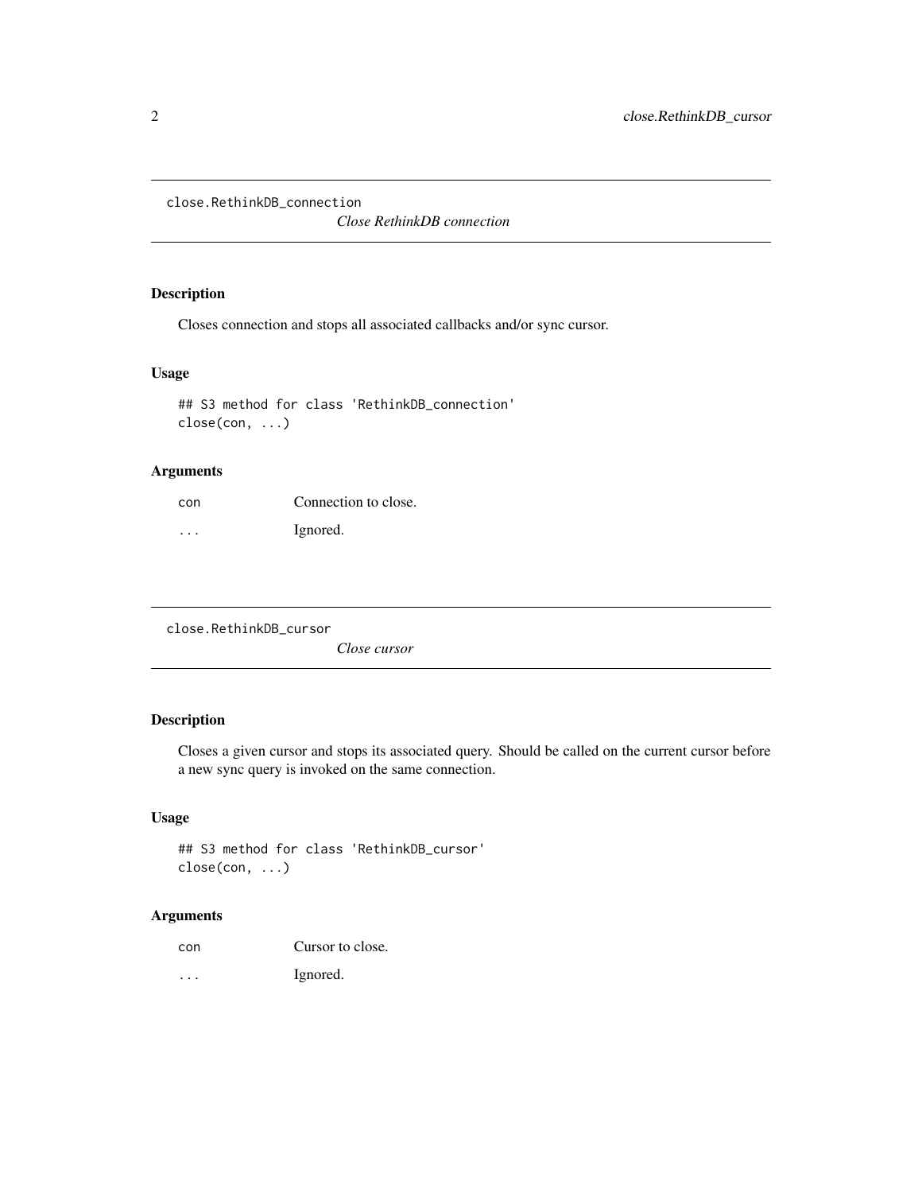## close.RethinkDB_connection

*Close RethinkDB connection*

### Description

Closes connection and stops all associated callbacks and/or sync cursor.

### Usage

```
## S3 method for class 'RethinkDB_connection'
close(con, ...)
```

### Arguments

| | |
|---|---|
| con | Connection to close. |
| ... | Ignored. |

## close.RethinkDB_cursor

*Close cursor*

### Description

Closes a given cursor and stops its associated query. Should be called on the current cursor before a new sync query is invoked on the same connection.

### Usage

```
## S3 method for class 'RethinkDB_cursor'
close(con, ...)
```

### Arguments

| | |
|---|---|
| con | Cursor to close. |
| ... | Ignored. |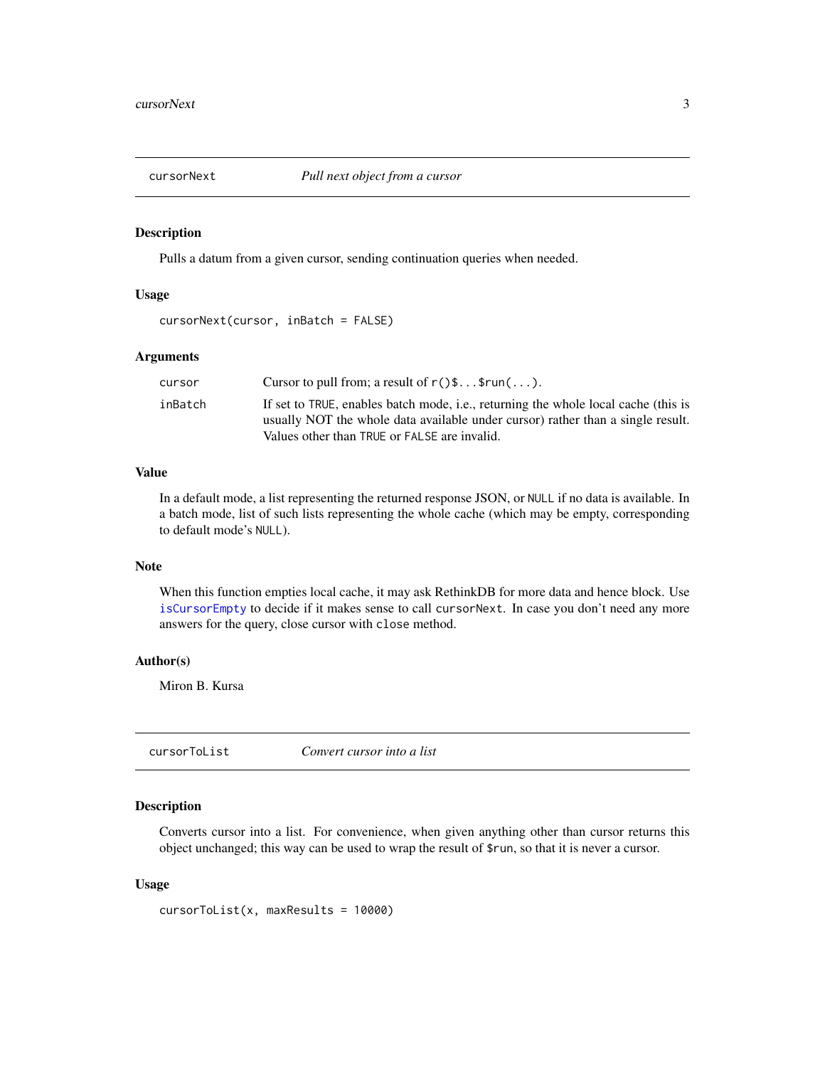## cursorNext — *Pull next object from a cursor*

### Description

Pulls a datum from a given cursor, sending continuation queries when needed.

### Usage

```
cursorNext(cursor, inBatch = FALSE)
```

### Arguments

| | |
|---|---|
| `cursor` | Cursor to pull from; a result of `r()$...$run(...)`. |
| `inBatch` | If set to `TRUE`, enables batch mode, i.e., returning the whole local cache (this is usually NOT the whole data available under cursor) rather than a single result. Values other than `TRUE` or `FALSE` are invalid. |

### Value

In a default mode, a list representing the returned response JSON, or `NULL` if no data is available. In a batch mode, list of such lists representing the whole cache (which may be empty, corresponding to default mode's `NULL`).

### Note

When this function empties local cache, it may ask RethinkDB for more data and hence block. Use `isCursorEmpty` to decide if it makes sense to call `cursorNext`. In case you don't need any more answers for the query, close cursor with `close` method.

### Author(s)

Miron B. Kursa

## cursorToList — *Convert cursor into a list*

### Description

Converts cursor into a list. For convenience, when given anything other than cursor returns this object unchanged; this way can be used to wrap the result of `$run`, so that it is never a cursor.

### Usage

```
cursorToList(x, maxResults = 10000)
```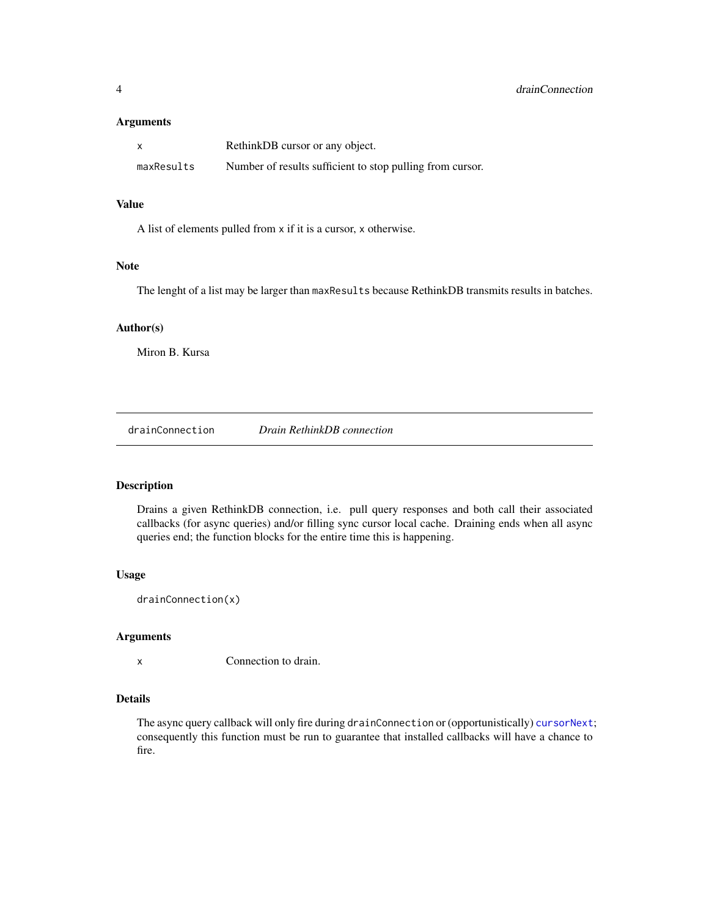### Arguments

| | |
|---|---|
| `x` | RethinkDB cursor or any object. |
| `maxResults` | Number of results sufficient to stop pulling from cursor. |

### Value

A list of elements pulled from `x` if it is a cursor, `x` otherwise.

### Note

The lenght of a list may be larger than `maxResults` because RethinkDB transmits results in batches.

### Author(s)

Miron B. Kursa

---

## drainConnection — *Drain RethinkDB connection*

### Description

Drains a given RethinkDB connection, i.e. pull query responses and both call their associated callbacks (for async queries) and/or filling sync cursor local cache. Draining ends when all async queries end; the function blocks for the entire time this is happening.

### Usage

```
drainConnection(x)
```

### Arguments

| | |
|---|---|
| `x` | Connection to drain. |

### Details

The async query callback will only fire during `drainConnection` or (opportunistically) `cursorNext`; consequently this function must be run to guarantee that installed callbacks will have a chance to fire.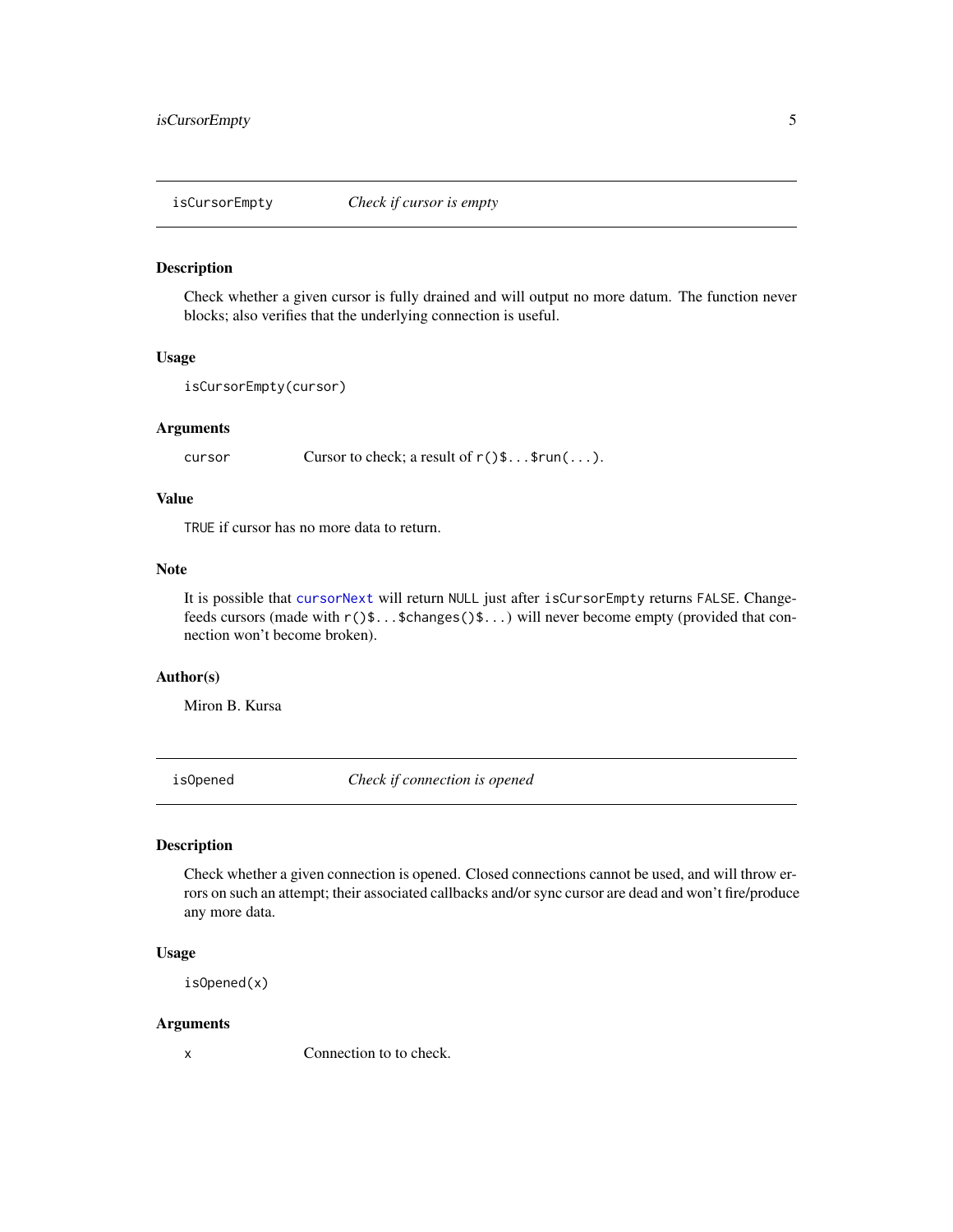## isCursorEmpty — *Check if cursor is empty*

### Description

Check whether a given cursor is fully drained and will output no more datum. The function never blocks; also verifies that the underlying connection is useful.

### Usage

```
isCursorEmpty(cursor)
```

### Arguments

| | |
|---|---|
| `cursor` | Cursor to check; a result of `r()$...$run(...)`. |

### Value

`TRUE` if cursor has no more data to return.

### Note

It is possible that `cursorNext` will return `NULL` just after `isCursorEmpty` returns `FALSE`. Changefeeds cursors (made with `r()$...$changes()$...`) will never become empty (provided that connection won't become broken).

### Author(s)

Miron B. Kursa

## isOpened — *Check if connection is opened*

### Description

Check whether a given connection is opened. Closed connections cannot be used, and will throw errors on such an attempt; their associated callbacks and/or sync cursor are dead and won't fire/produce any more data.

### Usage

```
isOpened(x)
```

### Arguments

| | |
|---|---|
| `x` | Connection to to check. |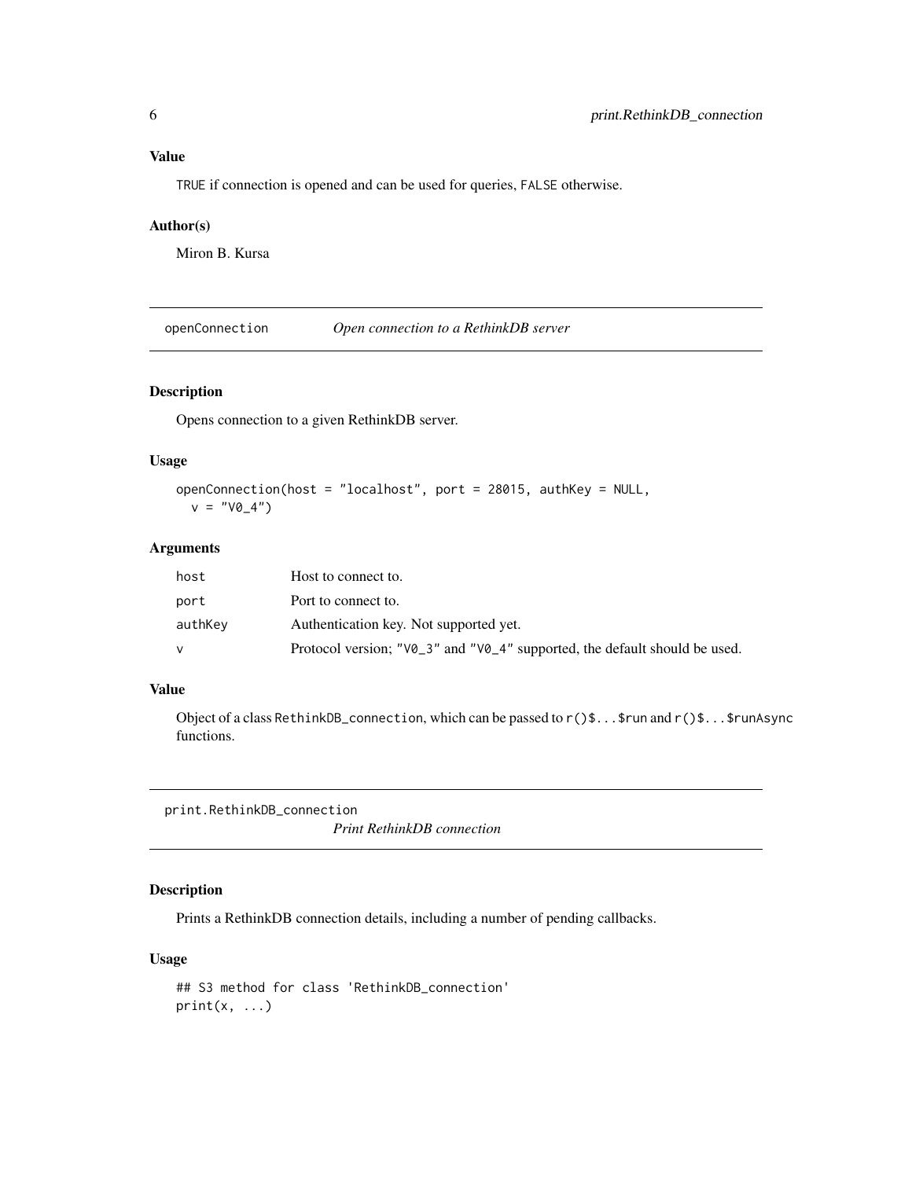### Value

TRUE if connection is opened and can be used for queries, FALSE otherwise.

### Author(s)

Miron B. Kursa

## openConnection — *Open connection to a RethinkDB server*

### Description

Opens connection to a given RethinkDB server.

### Usage

```
openConnection(host = "localhost", port = 28015, authKey = NULL,
  v = "V0_4")
```

### Arguments

| | |
|---|---|
| host | Host to connect to. |
| port | Port to connect to. |
| authKey | Authentication key. Not supported yet. |
| v | Protocol version; "V0_3" and "V0_4" supported, the default should be used. |

### Value

Object of a class `RethinkDB_connection`, which can be passed to `r()$...$run` and `r()$...$runAsync` functions.

## print.RethinkDB_connection — *Print RethinkDB connection*

### Description

Prints a RethinkDB connection details, including a number of pending callbacks.

### Usage

```
## S3 method for class 'RethinkDB_connection'
print(x, ...)
```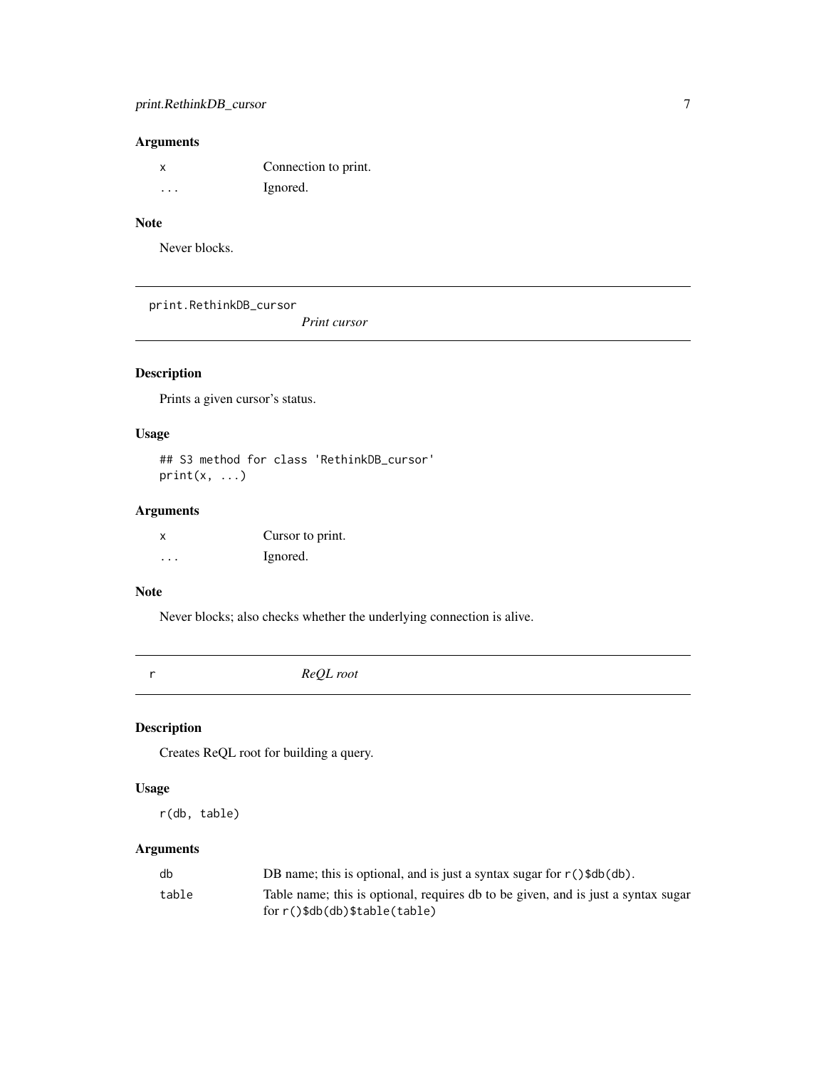### Arguments

| | |
|---|---|
| x | Connection to print. |
| ... | Ignored. |

### Note

Never blocks.

---

## print.RethinkDB_cursor — *Print cursor*

### Description

Prints a given cursor's status.

### Usage

```
## S3 method for class 'RethinkDB_cursor'
print(x, ...)
```

### Arguments

| | |
|---|---|
| x | Cursor to print. |
| ... | Ignored. |

### Note

Never blocks; also checks whether the underlying connection is alive.

---

## r — *ReQL root*

### Description

Creates ReQL root for building a query.

### Usage

```
r(db, table)
```

### Arguments

| | |
|---|---|
| db | DB name; this is optional, and is just a syntax sugar for `r()$db(db)`. |
| table | Table name; this is optional, requires db to be given, and is just a syntax sugar for `r()$db(db)$table(table)` |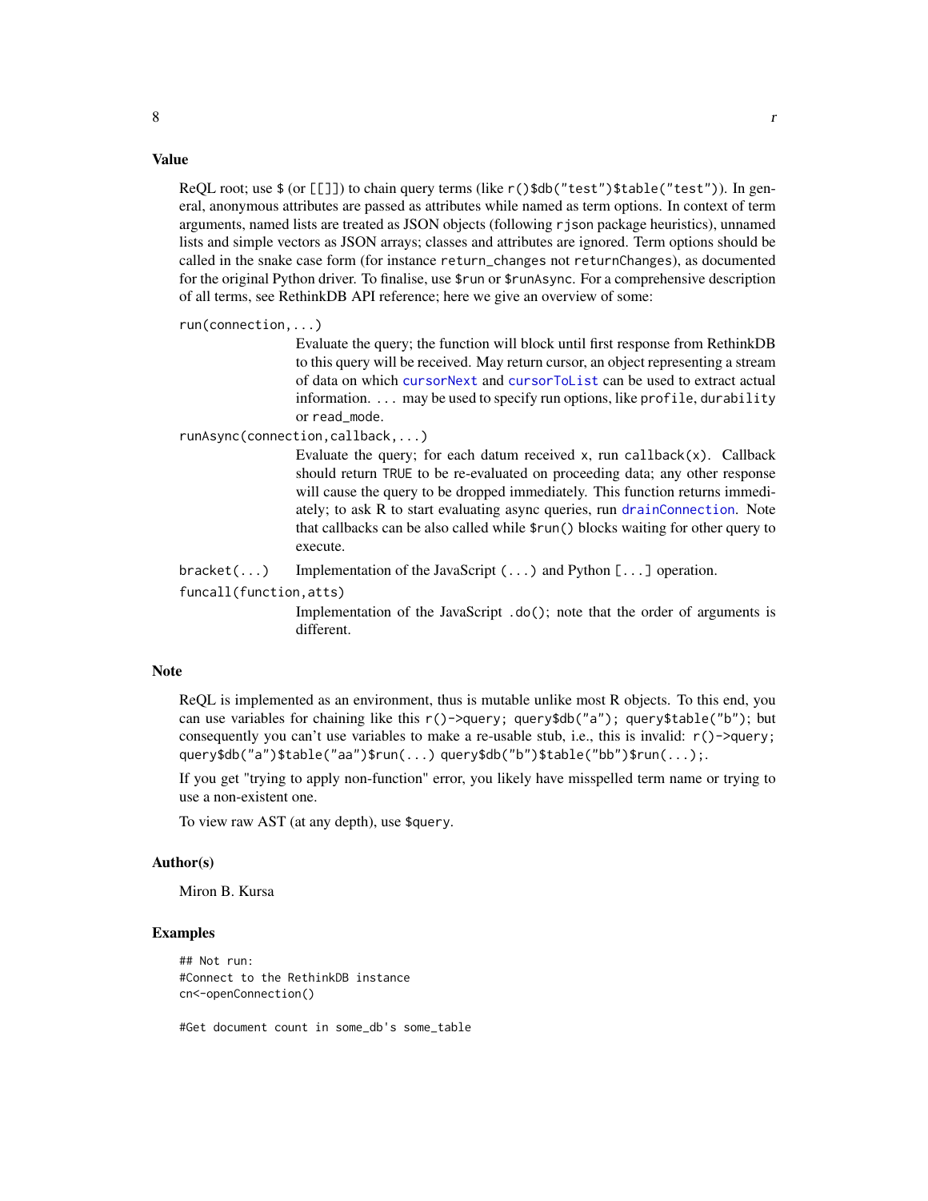## Value

ReQL root; use `$` (or `[[]]`) to chain query terms (like `r()$db("test")$table("test")`). In general, anonymous attributes are passed as attributes while named as term options. In context of term arguments, named lists are treated as JSON objects (following `rjson` package heuristics), unnamed lists and simple vectors as JSON arrays; classes and attributes are ignored. Term options should be called in the snake case form (for instance `return_changes` not `returnChanges`), as documented for the original Python driver. To finalise, use `$run` or `$runAsync`. For a comprehensive description of all terms, see RethinkDB API reference; here we give an overview of some:

`run(connection,...)`
: Evaluate the query; the function will block until first response from RethinkDB to this query will be received. May return cursor, an object representing a stream of data on which `cursorNext` and `cursorToList` can be used to extract actual information. `...` may be used to specify run options, like `profile`, `durability` or `read_mode`.

`runAsync(connection,callback,...)`
: Evaluate the query; for each datum received `x`, run `callback(x)`. Callback should return `TRUE` to be re-evaluated on proceeding data; any other response will cause the query to be dropped immediately. This function returns immediately; to ask R to start evaluating async queries, run `drainConnection`. Note that callbacks can be also called while `$run()` blocks waiting for other query to execute.

`bracket(...)`
: Implementation of the JavaScript `(...)` and Python `[...]` operation.

`funcall(function,atts)`
: Implementation of the JavaScript `.do()`; note that the order of arguments is different.

## Note

ReQL is implemented as an environment, thus is mutable unlike most R objects. To this end, you can use variables for chaining like this `r()->query; query$db("a"); query$table("b")`; but consequently you can't use variables to make a re-usable stub, i.e., this is invalid: `r()->query; query$db("a")$table("aa")$run(...) query$db("b")$table("bb")$run(...);`.

If you get "trying to apply non-function" error, you likely have misspelled term name or trying to use a non-existent one.

To view raw AST (at any depth), use `$query`.

## Author(s)

Miron B. Kursa

## Examples

```
## Not run:
#Connect to the RethinkDB instance
cn<-openConnection()

#Get document count in some_db's some_table
```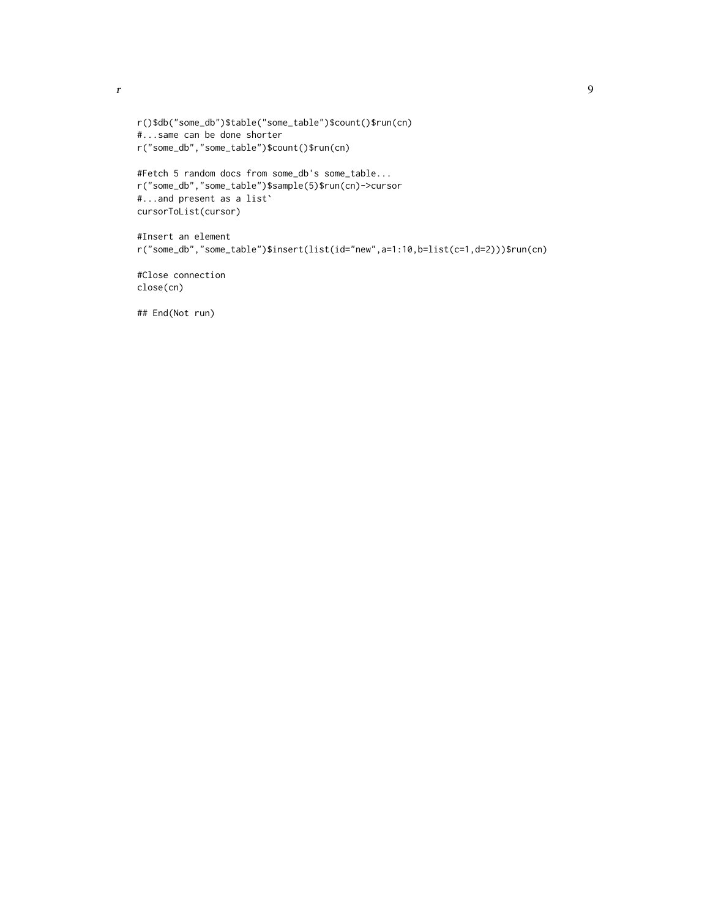```
r()$db("some_db")$table("some_table")$count()$run(cn)
#...same can be done shorter
r("some_db","some_table")$count()$run(cn)

#Fetch 5 random docs from some_db's some_table...
r("some_db","some_table")$sample(5)$run(cn)->cursor
#...and present as a list`
cursorToList(cursor)

#Insert an element
r("some_db","some_table")$insert(list(id="new",a=1:10,b=list(c=1,d=2)))$run(cn)

#Close connection
close(cn)

## End(Not run)
```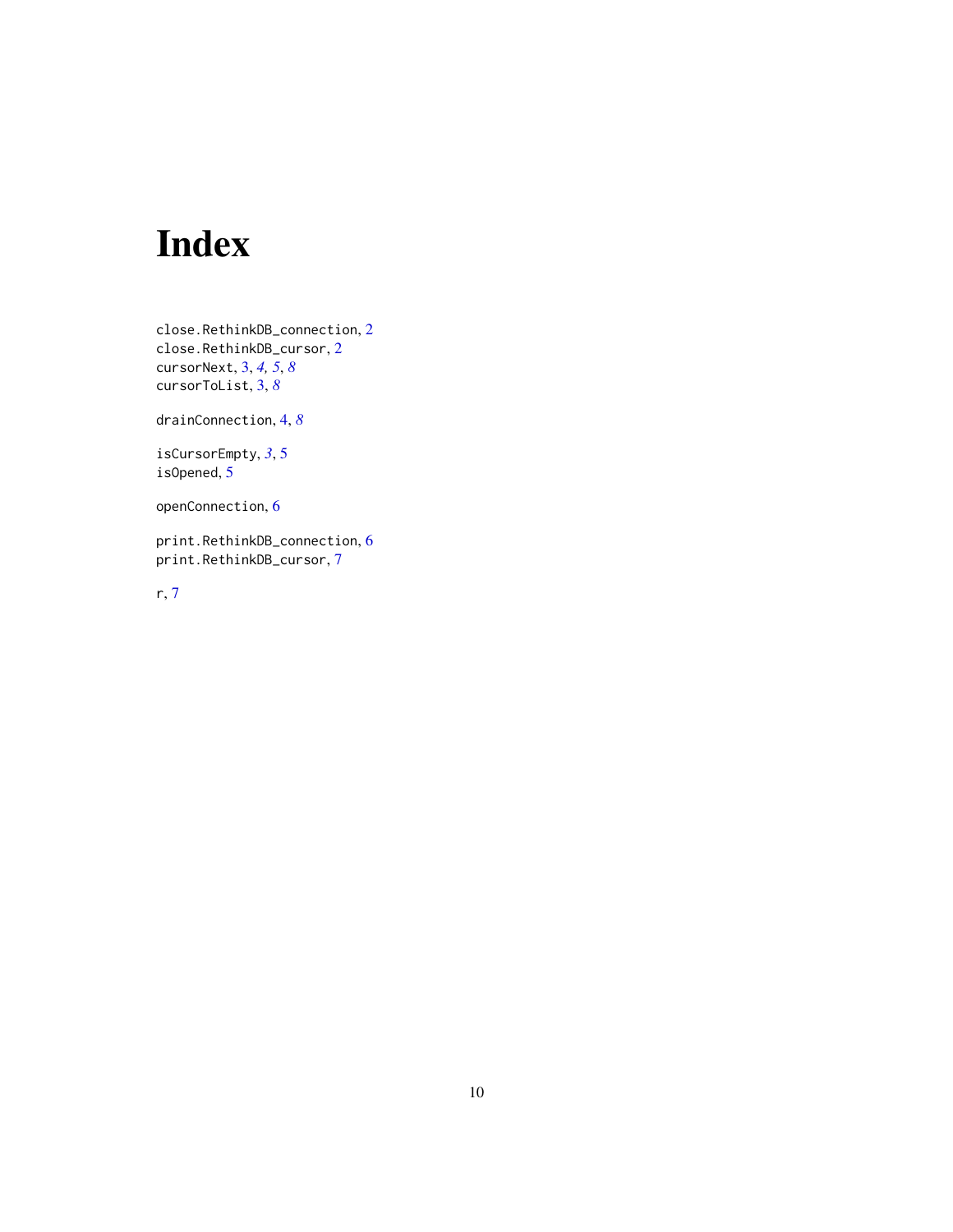# Index

close.RethinkDB_connection, 2
close.RethinkDB_cursor, 2
cursorNext, 3, *4, 5*, *8*
cursorToList, 3, *8*

drainConnection, 4, *8*

isCursorEmpty, *3*, 5
isOpened, 5

openConnection, 6

print.RethinkDB_connection, 6
print.RethinkDB_cursor, 7

r, 7